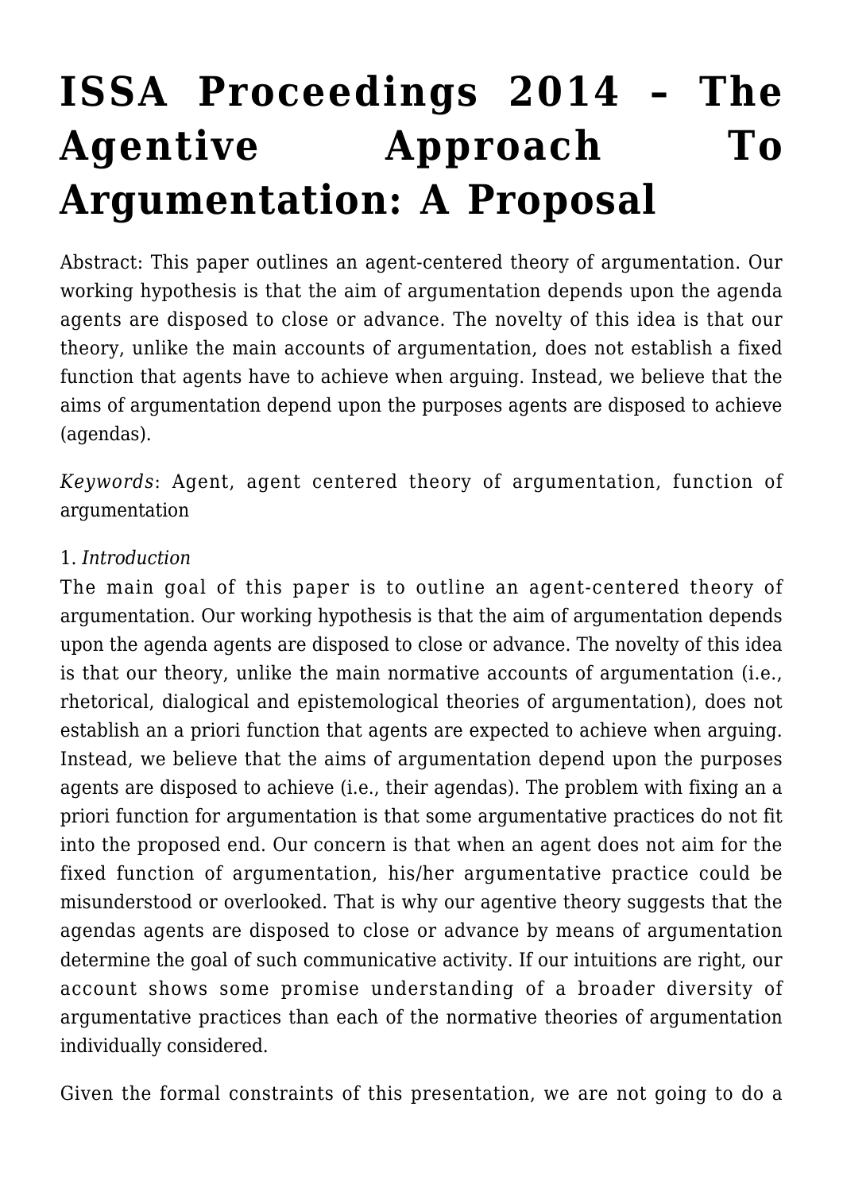# ISSA Proceedings 2014 – The Agentive Approach To Argumentation: A Proposal

Abstract: This paper outlines an agent-centered theory of argumentation. Our working hypothesis is that the aim of argumentation depends upon the agenda agents are disposed to close or advance. The novelty of this idea is that our theory, unlike the main accounts of argumentation, does not establish a fixed function that agents have to achieve when arguing. Instead, we believe that the aims of argumentation depend upon the purposes agents are disposed to achieve (agendas).

*Keywords*: Agent, agent centered theory of argumentation, function of argumentation

1. *Introduction*

The main goal of this paper is to outline an agent-centered theory of argumentation. Our working hypothesis is that the aim of argumentation depends upon the agenda agents are disposed to close or advance. The novelty of this idea is that our theory, unlike the main normative accounts of argumentation (i.e., rhetorical, dialogical and epistemological theories of argumentation), does not establish an a priori function that agents are expected to achieve when arguing. Instead, we believe that the aims of argumentation depend upon the purposes agents are disposed to achieve (i.e., their agendas). The problem with fixing an a priori function for argumentation is that some argumentative practices do not fit into the proposed end. Our concern is that when an agent does not aim for the fixed function of argumentation, his/her argumentative practice could be misunderstood or overlooked. That is why our agentive theory suggests that the agendas agents are disposed to close or advance by means of argumentation determine the goal of such communicative activity. If our intuitions are right, our account shows some promise understanding of a broader diversity of argumentative practices than each of the normative theories of argumentation individually considered.

Given the formal constraints of this presentation, we are not going to do a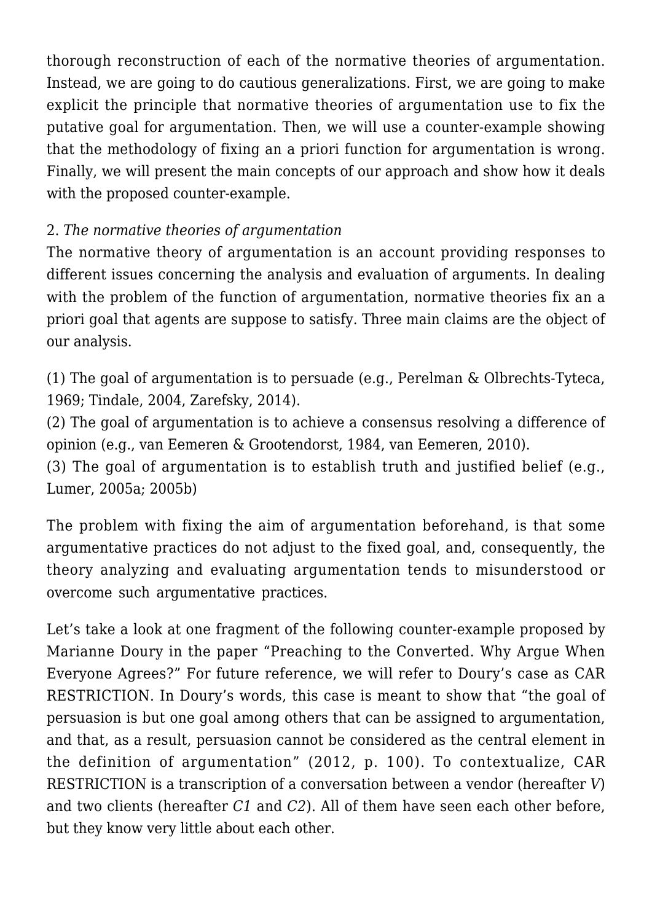thorough reconstruction of each of the normative theories of argumentation. Instead, we are going to do cautious generalizations. First, we are going to make explicit the principle that normative theories of argumentation use to fix the putative goal for argumentation. Then, we will use a counter-example showing that the methodology of fixing an a priori function for argumentation is wrong. Finally, we will present the main concepts of our approach and show how it deals with the proposed counter-example.

## 2. *The normative theories of argumentation*

The normative theory of argumentation is an account providing responses to different issues concerning the analysis and evaluation of arguments. In dealing with the problem of the function of argumentation, normative theories fix an a priori goal that agents are suppose to satisfy. Three main claims are the object of our analysis.

(1) The goal of argumentation is to persuade (e.g., Perelman & Olbrechts-Tyteca, 1969; Tindale, 2004, Zarefsky, 2014).
(2) The goal of argumentation is to achieve a consensus resolving a difference of opinion (e.g., van Eemeren & Grootendorst, 1984, van Eemeren, 2010).
(3) The goal of argumentation is to establish truth and justified belief (e.g., Lumer, 2005a; 2005b)

The problem with fixing the aim of argumentation beforehand, is that some argumentative practices do not adjust to the fixed goal, and, consequently, the theory analyzing and evaluating argumentation tends to misunderstood or overcome such argumentative practices.

Let's take a look at one fragment of the following counter-example proposed by Marianne Doury in the paper "Preaching to the Converted. Why Argue When Everyone Agrees?" For future reference, we will refer to Doury's case as CAR RESTRICTION. In Doury's words, this case is meant to show that "the goal of persuasion is but one goal among others that can be assigned to argumentation, and that, as a result, persuasion cannot be considered as the central element in the definition of argumentation" (2012, p. 100). To contextualize, CAR RESTRICTION is a transcription of a conversation between a vendor (hereafter *V*) and two clients (hereafter *C1* and *C2*). All of them have seen each other before, but they know very little about each other.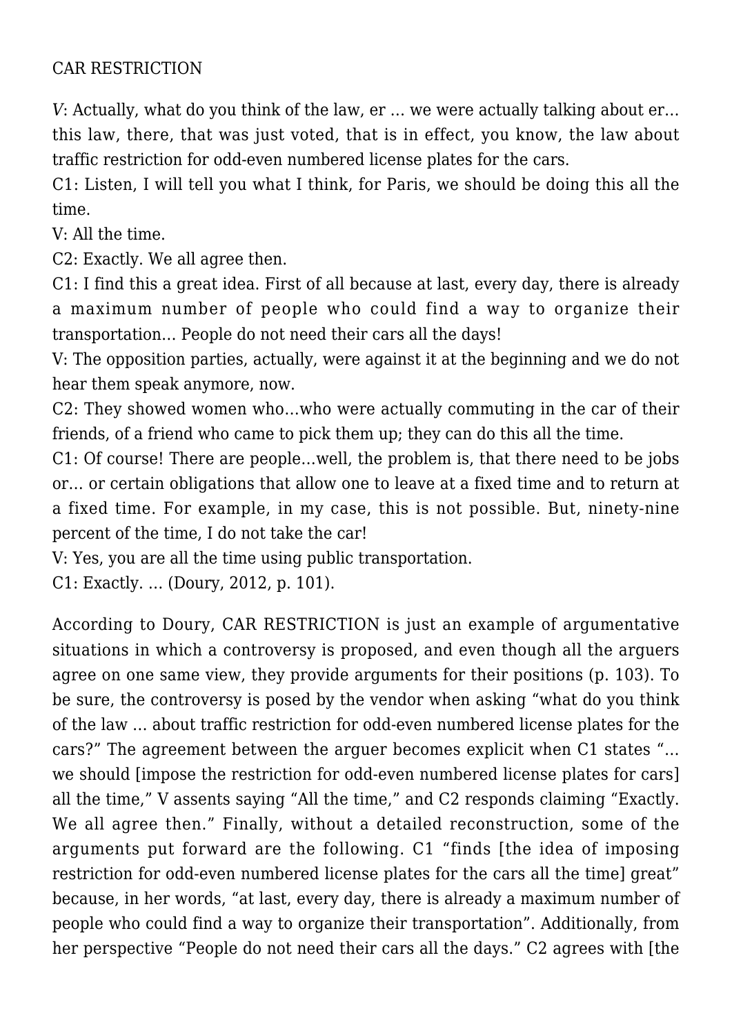CAR RESTRICTION

*V*: Actually, what do you think of the law, er … we were actually talking about er… this law, there, that was just voted, that is in effect, you know, the law about traffic restriction for odd-even numbered license plates for the cars.
C1: Listen, I will tell you what I think, for Paris, we should be doing this all the time.
V: All the time.
C2: Exactly. We all agree then.
C1: I find this a great idea. First of all because at last, every day, there is already a maximum number of people who could find a way to organize their transportation… People do not need their cars all the days!
V: The opposition parties, actually, were against it at the beginning and we do not hear them speak anymore, now.
C2: They showed women who…who were actually commuting in the car of their friends, of a friend who came to pick them up; they can do this all the time.
C1: Of course! There are people…well, the problem is, that there need to be jobs or… or certain obligations that allow one to leave at a fixed time and to return at a fixed time. For example, in my case, this is not possible. But, ninety-nine percent of the time, I do not take the car!
V: Yes, you are all the time using public transportation.
C1: Exactly. … (Doury, 2012, p. 101).

According to Doury, CAR RESTRICTION is just an example of argumentative situations in which a controversy is proposed, and even though all the arguers agree on one same view, they provide arguments for their positions (p. 103). To be sure, the controversy is posed by the vendor when asking "what do you think of the law … about traffic restriction for odd-even numbered license plates for the cars?" The agreement between the arguer becomes explicit when C1 states "… we should [impose the restriction for odd-even numbered license plates for cars] all the time," V assents saying "All the time," and C2 responds claiming "Exactly. We all agree then." Finally, without a detailed reconstruction, some of the arguments put forward are the following. C1 "finds [the idea of imposing restriction for odd-even numbered license plates for the cars all the time] great" because, in her words, "at last, every day, there is already a maximum number of people who could find a way to organize their transportation". Additionally, from her perspective "People do not need their cars all the days." C2 agrees with [the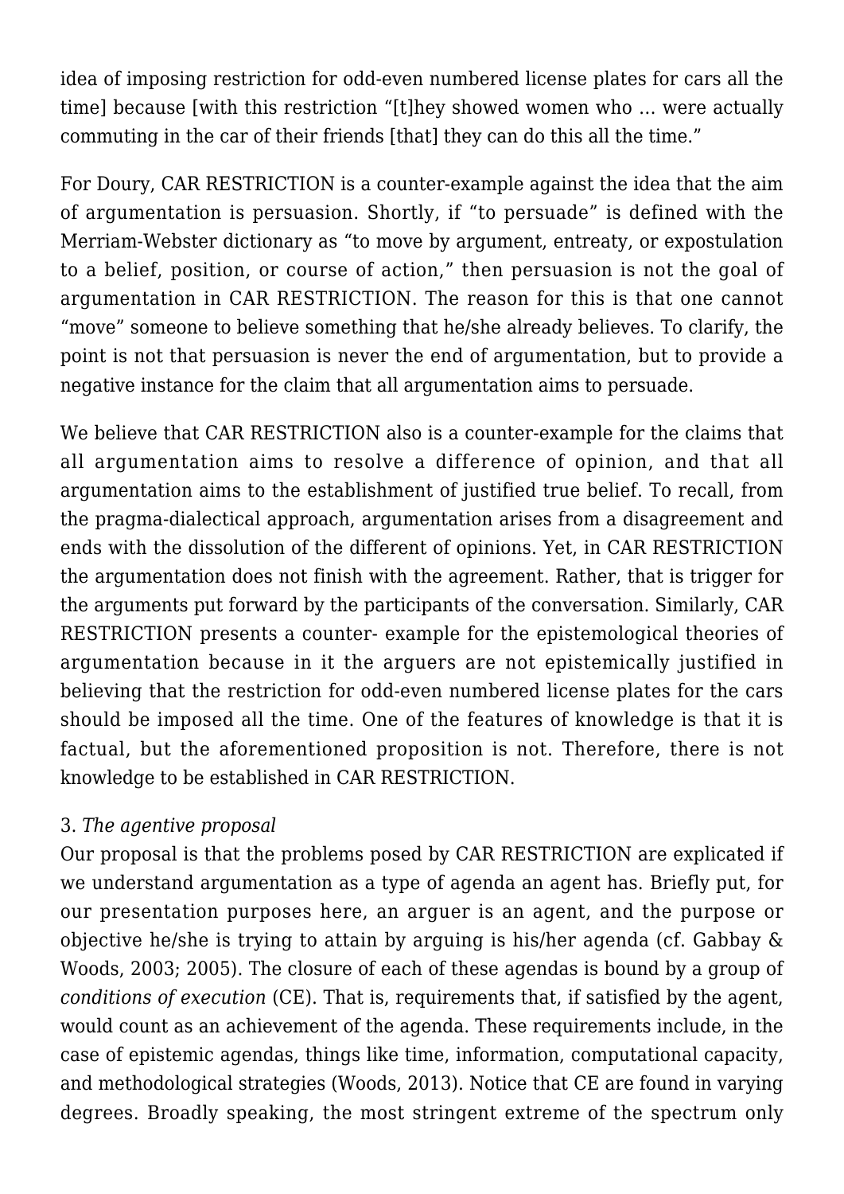idea of imposing restriction for odd-even numbered license plates for cars all the time] because [with this restriction "[t]hey showed women who … were actually commuting in the car of their friends [that] they can do this all the time."

For Doury, CAR RESTRICTION is a counter-example against the idea that the aim of argumentation is persuasion. Shortly, if "to persuade" is defined with the Merriam-Webster dictionary as "to move by argument, entreaty, or expostulation to a belief, position, or course of action," then persuasion is not the goal of argumentation in CAR RESTRICTION. The reason for this is that one cannot "move" someone to believe something that he/she already believes. To clarify, the point is not that persuasion is never the end of argumentation, but to provide a negative instance for the claim that all argumentation aims to persuade.

We believe that CAR RESTRICTION also is a counter-example for the claims that all argumentation aims to resolve a difference of opinion, and that all argumentation aims to the establishment of justified true belief. To recall, from the pragma-dialectical approach, argumentation arises from a disagreement and ends with the dissolution of the different of opinions. Yet, in CAR RESTRICTION the argumentation does not finish with the agreement. Rather, that is trigger for the arguments put forward by the participants of the conversation. Similarly, CAR RESTRICTION presents a counter- example for the epistemological theories of argumentation because in it the arguers are not epistemically justified in believing that the restriction for odd-even numbered license plates for the cars should be imposed all the time. One of the features of knowledge is that it is factual, but the aforementioned proposition is not. Therefore, there is not knowledge to be established in CAR RESTRICTION.

3. *The agentive proposal*

Our proposal is that the problems posed by CAR RESTRICTION are explicated if we understand argumentation as a type of agenda an agent has. Briefly put, for our presentation purposes here, an arguer is an agent, and the purpose or objective he/she is trying to attain by arguing is his/her agenda (cf. Gabbay & Woods, 2003; 2005). The closure of each of these agendas is bound by a group of *conditions of execution* (CE). That is, requirements that, if satisfied by the agent, would count as an achievement of the agenda. These requirements include, in the case of epistemic agendas, things like time, information, computational capacity, and methodological strategies (Woods, 2013). Notice that CE are found in varying degrees. Broadly speaking, the most stringent extreme of the spectrum only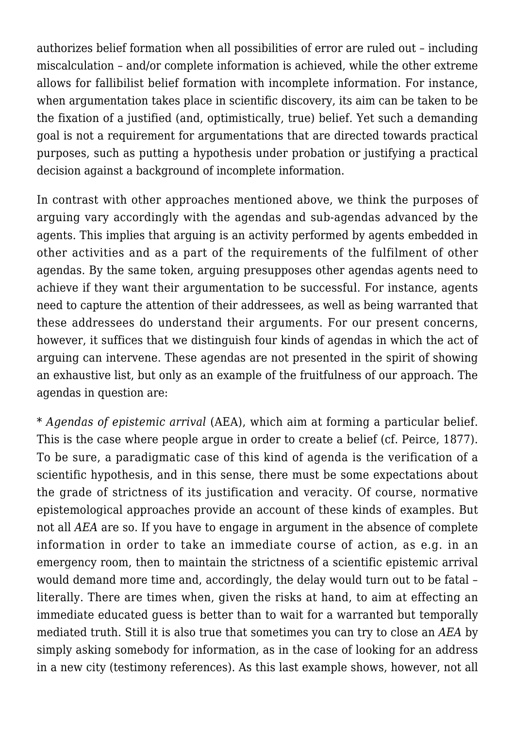authorizes belief formation when all possibilities of error are ruled out – including miscalculation – and/or complete information is achieved, while the other extreme allows for fallibilist belief formation with incomplete information. For instance, when argumentation takes place in scientific discovery, its aim can be taken to be the fixation of a justified (and, optimistically, true) belief. Yet such a demanding goal is not a requirement for argumentations that are directed towards practical purposes, such as putting a hypothesis under probation or justifying a practical decision against a background of incomplete information.

In contrast with other approaches mentioned above, we think the purposes of arguing vary accordingly with the agendas and sub-agendas advanced by the agents. This implies that arguing is an activity performed by agents embedded in other activities and as a part of the requirements of the fulfilment of other agendas. By the same token, arguing presupposes other agendas agents need to achieve if they want their argumentation to be successful. For instance, agents need to capture the attention of their addressees, as well as being warranted that these addressees do understand their arguments. For our present concerns, however, it suffices that we distinguish four kinds of agendas in which the act of arguing can intervene. These agendas are not presented in the spirit of showing an exhaustive list, but only as an example of the fruitfulness of our approach. The agendas in question are:

* *Agendas of epistemic arrival* (AEA), which aim at forming a particular belief. This is the case where people argue in order to create a belief (cf. Peirce, 1877). To be sure, a paradigmatic case of this kind of agenda is the verification of a scientific hypothesis, and in this sense, there must be some expectations about the grade of strictness of its justification and veracity. Of course, normative epistemological approaches provide an account of these kinds of examples. But not all *AEA* are so. If you have to engage in argument in the absence of complete information in order to take an immediate course of action, as e.g. in an emergency room, then to maintain the strictness of a scientific epistemic arrival would demand more time and, accordingly, the delay would turn out to be fatal – literally. There are times when, given the risks at hand, to aim at effecting an immediate educated guess is better than to wait for a warranted but temporally mediated truth. Still it is also true that sometimes you can try to close an *AEA* by simply asking somebody for information, as in the case of looking for an address in a new city (testimony references). As this last example shows, however, not all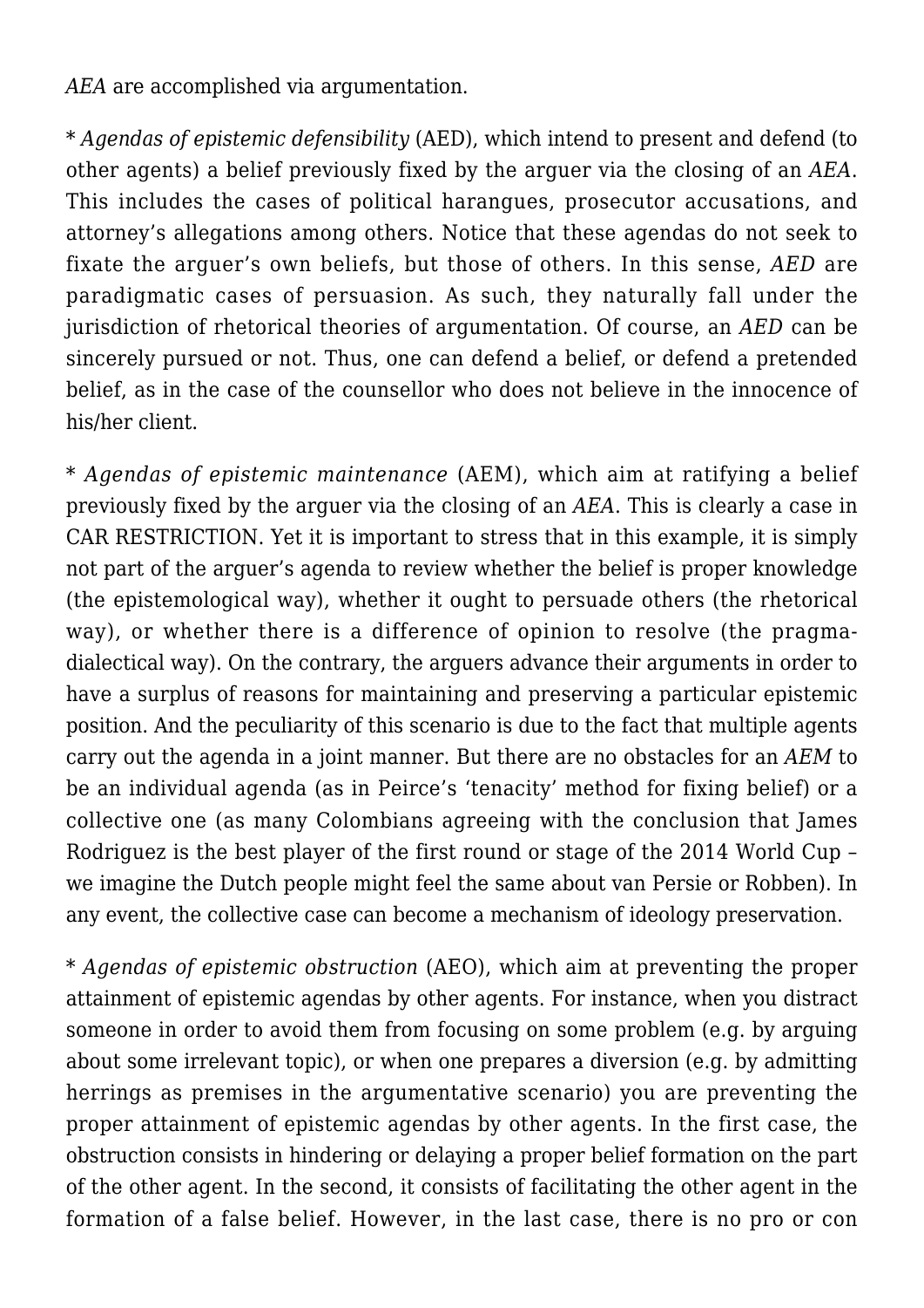*AEA* are accomplished via argumentation.

* *Agendas of epistemic defensibility* (AED), which intend to present and defend (to other agents) a belief previously fixed by the arguer via the closing of an *AEA*. This includes the cases of political harangues, prosecutor accusations, and attorney's allegations among others. Notice that these agendas do not seek to fixate the arguer's own beliefs, but those of others. In this sense, *AED* are paradigmatic cases of persuasion. As such, they naturally fall under the jurisdiction of rhetorical theories of argumentation. Of course, an *AED* can be sincerely pursued or not. Thus, one can defend a belief, or defend a pretended belief, as in the case of the counsellor who does not believe in the innocence of his/her client.

* *Agendas of epistemic maintenance* (AEM), which aim at ratifying a belief previously fixed by the arguer via the closing of an *AEA*. This is clearly a case in CAR RESTRICTION. Yet it is important to stress that in this example, it is simply not part of the arguer's agenda to review whether the belief is proper knowledge (the epistemological way), whether it ought to persuade others (the rhetorical way), or whether there is a difference of opinion to resolve (the pragma-dialectical way). On the contrary, the arguers advance their arguments in order to have a surplus of reasons for maintaining and preserving a particular epistemic position. And the peculiarity of this scenario is due to the fact that multiple agents carry out the agenda in a joint manner. But there are no obstacles for an *AEM* to be an individual agenda (as in Peirce's 'tenacity' method for fixing belief) or a collective one (as many Colombians agreeing with the conclusion that James Rodriguez is the best player of the first round or stage of the 2014 World Cup – we imagine the Dutch people might feel the same about van Persie or Robben). In any event, the collective case can become a mechanism of ideology preservation.

* *Agendas of epistemic obstruction* (AEO), which aim at preventing the proper attainment of epistemic agendas by other agents. For instance, when you distract someone in order to avoid them from focusing on some problem (e.g. by arguing about some irrelevant topic), or when one prepares a diversion (e.g. by admitting herrings as premises in the argumentative scenario) you are preventing the proper attainment of epistemic agendas by other agents. In the first case, the obstruction consists in hindering or delaying a proper belief formation on the part of the other agent. In the second, it consists of facilitating the other agent in the formation of a false belief. However, in the last case, there is no pro or con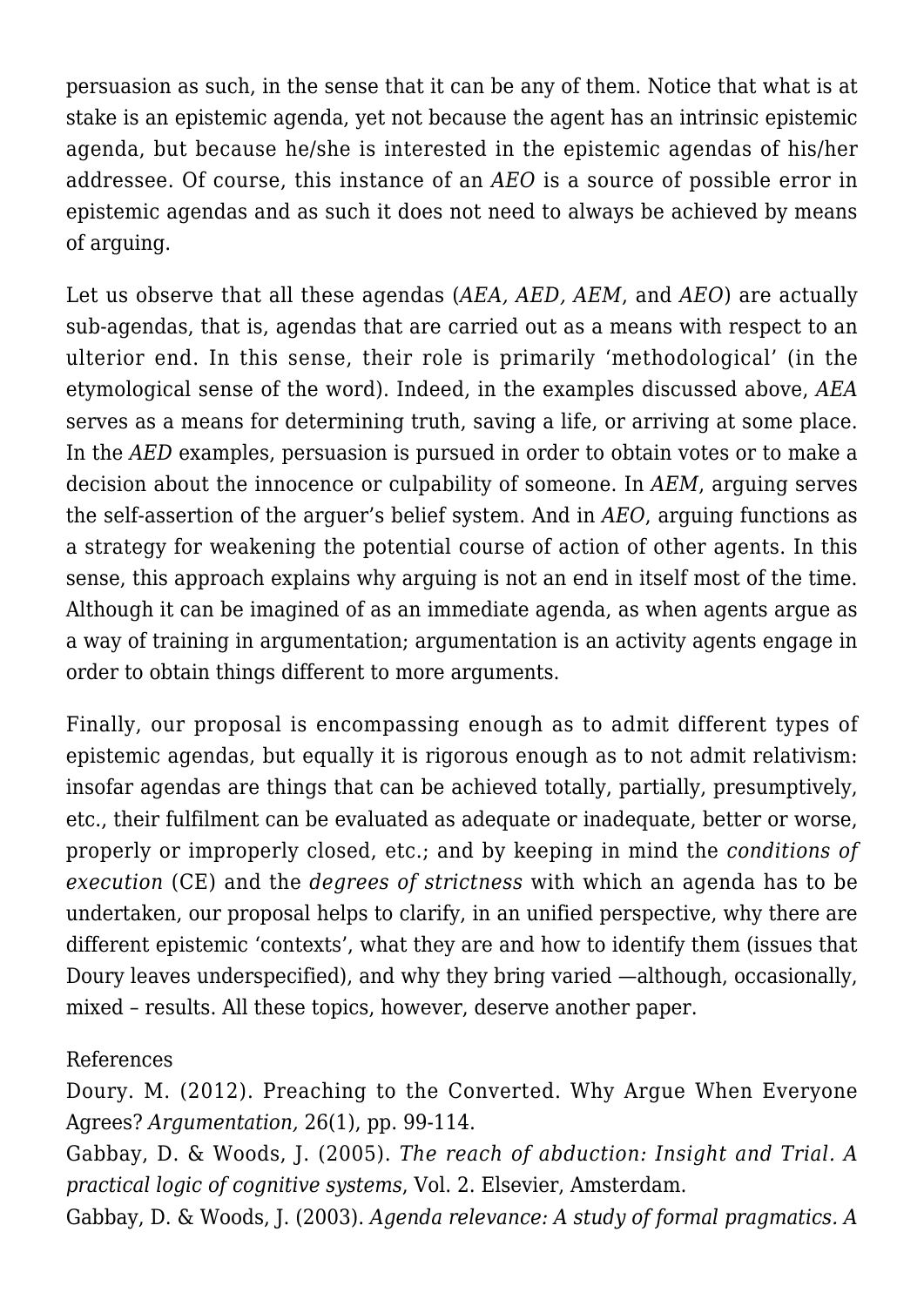persuasion as such, in the sense that it can be any of them. Notice that what is at stake is an epistemic agenda, yet not because the agent has an intrinsic epistemic agenda, but because he/she is interested in the epistemic agendas of his/her addressee. Of course, this instance of an *AEO* is a source of possible error in epistemic agendas and as such it does not need to always be achieved by means of arguing.

Let us observe that all these agendas (*AEA, AED, AEM*, and *AEO*) are actually sub-agendas, that is, agendas that are carried out as a means with respect to an ulterior end. In this sense, their role is primarily 'methodological' (in the etymological sense of the word). Indeed, in the examples discussed above, *AEA* serves as a means for determining truth, saving a life, or arriving at some place. In the *AED* examples, persuasion is pursued in order to obtain votes or to make a decision about the innocence or culpability of someone. In *AEM*, arguing serves the self-assertion of the arguer's belief system. And in *AEO*, arguing functions as a strategy for weakening the potential course of action of other agents. In this sense, this approach explains why arguing is not an end in itself most of the time. Although it can be imagined of as an immediate agenda, as when agents argue as a way of training in argumentation; argumentation is an activity agents engage in order to obtain things different to more arguments.

Finally, our proposal is encompassing enough as to admit different types of epistemic agendas, but equally it is rigorous enough as to not admit relativism: insofar agendas are things that can be achieved totally, partially, presumptively, etc., their fulfilment can be evaluated as adequate or inadequate, better or worse, properly or improperly closed, etc.; and by keeping in mind the *conditions of execution* (CE) and the *degrees of strictness* with which an agenda has to be undertaken, our proposal helps to clarify, in an unified perspective, why there are different epistemic 'contexts', what they are and how to identify them (issues that Doury leaves underspecified), and why they bring varied —although, occasionally, mixed – results. All these topics, however, deserve another paper.

References

Doury. M. (2012). Preaching to the Converted. Why Argue When Everyone Agrees? *Argumentation,* 26(1), pp. 99-114.

Gabbay, D. & Woods, J. (2005). *The reach of abduction: Insight and Trial. A practical logic of cognitive systems*, Vol. 2. Elsevier, Amsterdam.

Gabbay, D. & Woods, J. (2003). *Agenda relevance: A study of formal pragmatics. A*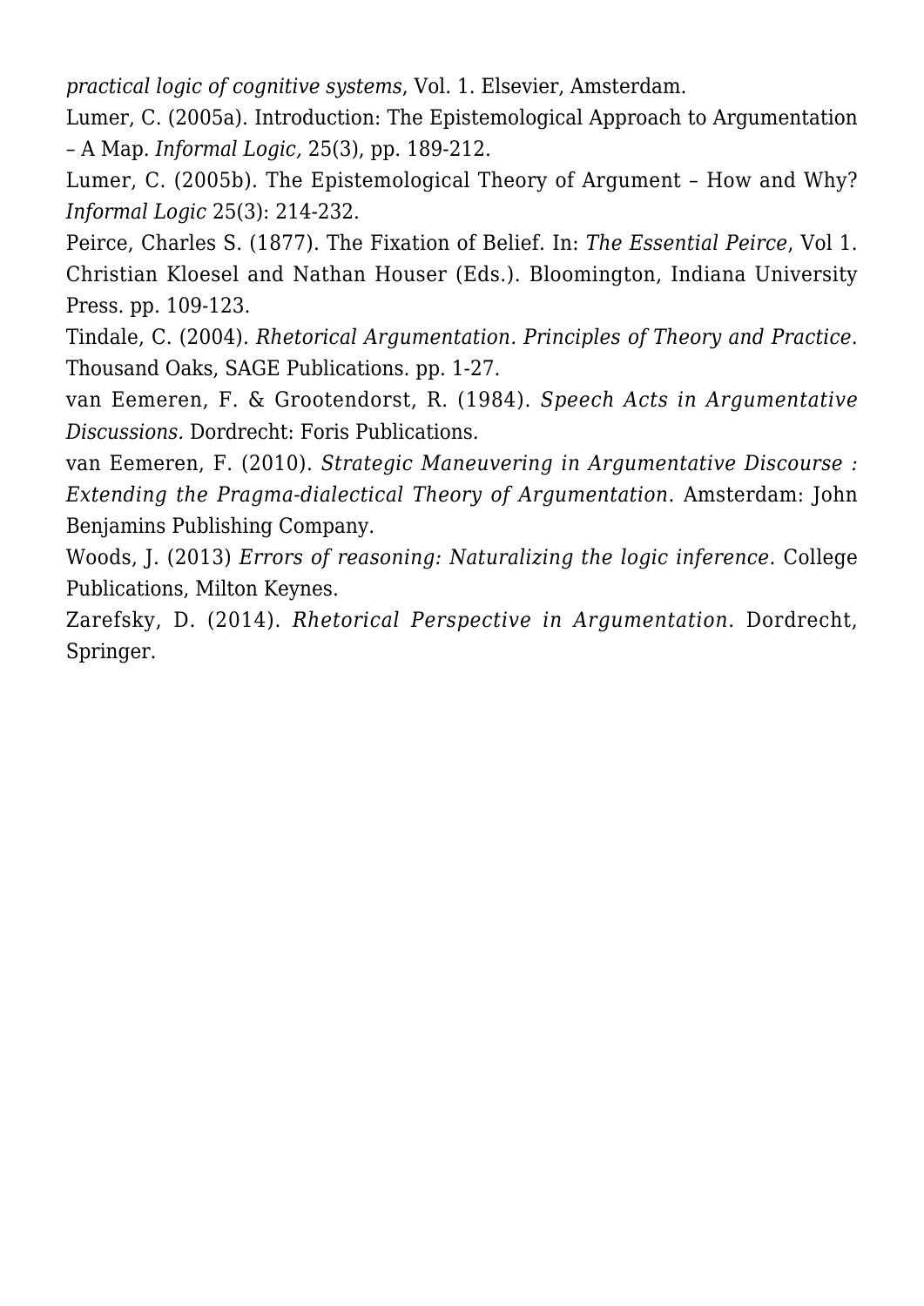*practical logic of cognitive systems*, Vol. 1. Elsevier, Amsterdam.

Lumer, C. (2005a). Introduction: The Epistemological Approach to Argumentation – A Map. *Informal Logic,* 25(3), pp. 189-212.

Lumer, C. (2005b). The Epistemological Theory of Argument – How and Why? *Informal Logic* 25(3): 214-232.

Peirce, Charles S. (1877). The Fixation of Belief. In: *The Essential Peirce*, Vol 1. Christian Kloesel and Nathan Houser (Eds.). Bloomington, Indiana University Press. pp. 109-123.

Tindale, C. (2004). *Rhetorical Argumentation. Principles of Theory and Practice*. Thousand Oaks, SAGE Publications. pp. 1-27.

van Eemeren, F. & Grootendorst, R. (1984). *Speech Acts in Argumentative Discussions.* Dordrecht: Foris Publications.

van Eemeren, F. (2010). *Strategic Maneuvering in Argumentative Discourse : Extending the Pragma-dialectical Theory of Argumentation*. Amsterdam: John Benjamins Publishing Company.

Woods, J. (2013) *Errors of reasoning: Naturalizing the logic inference.* College Publications, Milton Keynes.

Zarefsky, D. (2014). *Rhetorical Perspective in Argumentation*. Dordrecht, Springer.